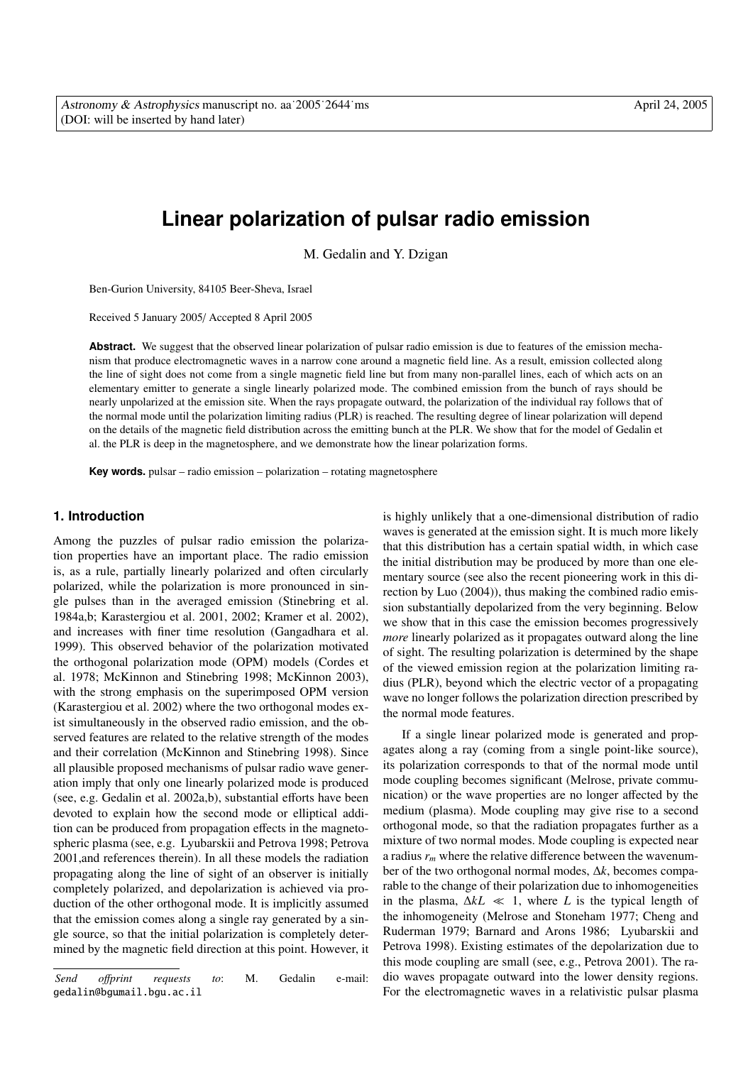# Linear polarization of pulsar radio emission

M. Gedalin and Y. Dzigan

Ben-Gurion University, 84105 Beer-Sheva, Israel

Received 5 January 2005/ Accepted 8 April 2005

**Abstract.** We suggest that the observed linear polarization of pulsar radio emission is due to features of the emission mechanism that produce electromagnetic waves in a narrow cone around a magnetic field line. As a result, emission collected along the line of sight does not come from a single magnetic field line but from many non-parallel lines, each of which acts on an elementary emitter to generate a single linearly polarized mode. The combined emission from the bunch of rays should be nearly unpolarized at the emission site. When the rays propagate outward, the polarization of the individual ray follows that of the normal mode until the polarization limiting radius (PLR) is reached. The resulting degree of linear polarization will depend on the details of the magnetic field distribution across the emitting bunch at the PLR. We show that for the model of Gedalin et al. the PLR is deep in the magnetosphere, and we demonstrate how the linear polarization forms.

**Key words.** pulsar – radio emission – polarization – rotating magnetosphere

## 1. Introduction

Among the puzzles of pulsar radio emission the polarization properties have an important place. The radio emission is, as a rule, partially linearly polarized and often circularly polarized, while the polarization is more pronounced in single pulses than in the averaged emission (Stinebring et al. 1984a,b; Karastergiou et al. 2001, 2002; Kramer et al. 2002), and increases with finer time resolution (Gangadhara et al. 1999). This observed behavior of the polarization motivated the orthogonal polarization mode (OPM) models (Cordes et al. 1978; McKinnon and Stinebring 1998; McKinnon 2003), with the strong emphasis on the superimposed OPM version (Karastergiou et al. 2002) where the two orthogonal modes exist simultaneously in the observed radio emission, and the observed features are related to the relative strength of the modes and their correlation (McKinnon and Stinebring 1998). Since all plausible proposed mechanisms of pulsar radio wave generation imply that only one linearly polarized mode is produced (see, e.g. Gedalin et al. 2002a,b), substantial efforts have been devoted to explain how the second mode or elliptical addition can be produced from propagation effects in the magnetospheric plasma (see, e.g. Lyubarskii and Petrova 1998; Petrova 2001,and references therein). In all these models the radiation propagating along the line of sight of an observer is initially completely polarized, and depolarization is achieved via production of the other orthogonal mode. It is implicitly assumed that the emission comes along a single ray generated by a single source, so that the initial polarization is completely determined by the magnetic field direction at this point. However, it is highly unlikely that a one-dimensional distribution of radio waves is generated at the emission sight. It is much more likely that this distribution has a certain spatial width, in which case the initial distribution may be produced by more than one elementary source (see also the recent pioneering work in this direction by Luo (2004)), thus making the combined radio emission substantially depolarized from the very beginning. Below we show that in this case the emission becomes progressively *more* linearly polarized as it propagates outward along the line of sight. The resulting polarization is determined by the shape of the viewed emission region at the polarization limiting radius (PLR), beyond which the electric vector of a propagating wave no longer follows the polarization direction prescribed by the normal mode features.

If a single linear polarized mode is generated and propagates along a ray (coming from a single point-like source), its polarization corresponds to that of the normal mode until mode coupling becomes significant (Melrose, private communication) or the wave properties are no longer affected by the medium (plasma). Mode coupling may give rise to a second orthogonal mode, so that the radiation propagates further as a mixture of two normal modes. Mode coupling is expected near a radius $r_m$ where the relative difference between the wavenumber of the two orthogonal normal modes, $\Delta k$, becomes comparable to the change of their polarization due to inhomogeneities in the plasma, $\Delta kL \ll 1$, where $L$ is the typical length of the inhomogeneity (Melrose and Stoneham 1977; Cheng and Ruderman 1979; Barnard and Arons 1986; Lyubarskii and Petrova 1998). Existing estimates of the depolarization due to this mode coupling are small (see, e.g., Petrova 2001). The radio waves propagate outward into the lower density regions. For the electromagnetic waves in a relativistic pulsar plasma

---

*Send offprint requests to*: M. Gedalin e-mail: gedalin@bgumail.bgu.ac.il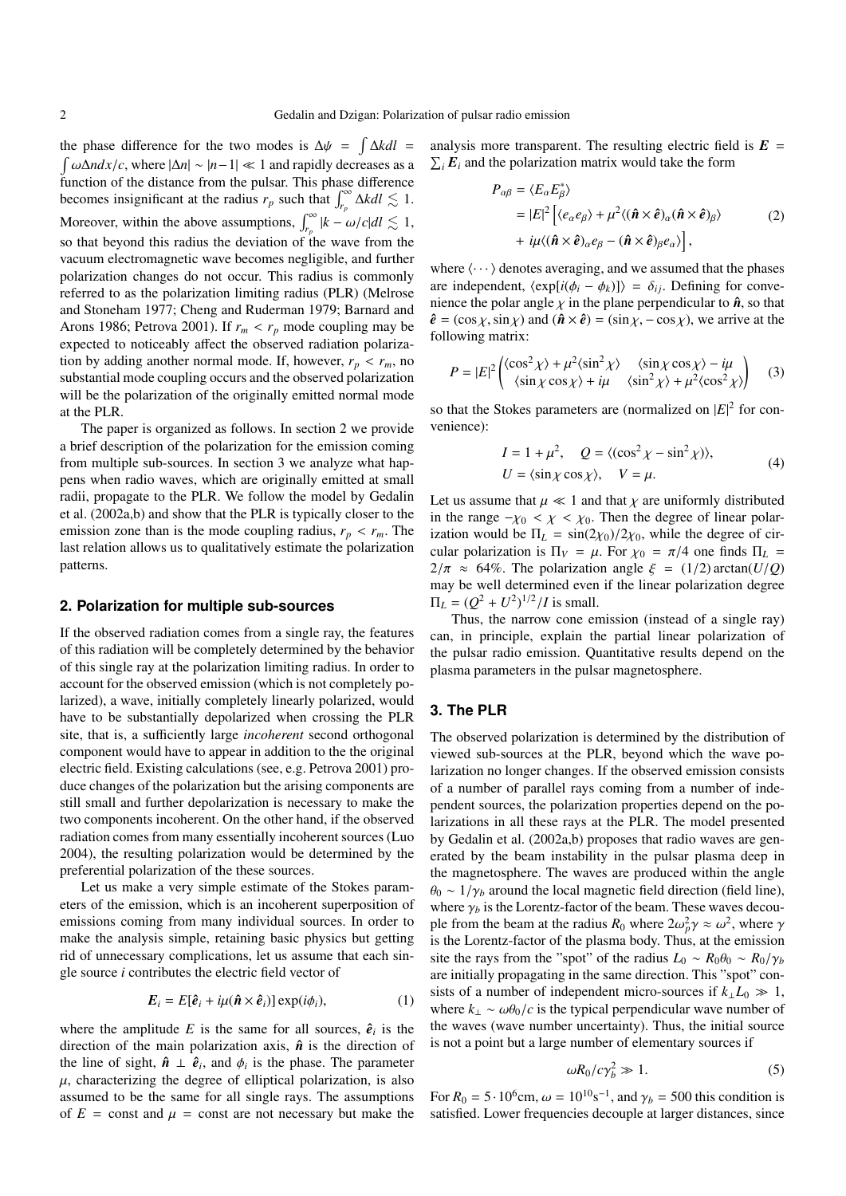the phase difference for the two modes is $\Delta\psi = \int \Delta k dl = \int \omega \Delta n dx/c$, where $|\Delta n| \sim |n-1| \ll 1$ and rapidly decreases as a function of the distance from the pulsar. This phase difference becomes insignificant at the radius $r_p$ such that $\int_{r_p}^{\infty} \Delta k dl \lesssim 1$. Moreover, within the above assumptions, $\int_{r_p}^{\infty} |k - \omega/c| dl \lesssim 1$, so that beyond this radius the deviation of the wave from the vacuum electromagnetic wave becomes negligible, and further polarization changes do not occur. This radius is commonly referred to as the polarization limiting radius (PLR) (Melrose and Stoneham 1977; Cheng and Ruderman 1979; Barnard and Arons 1986; Petrova 2001). If $r_m < r_p$ mode coupling may be expected to noticeably affect the observed radiation polarization by adding another normal mode. If, however, $r_p < r_m$, no substantial mode coupling occurs and the observed polarization will be the polarization of the originally emitted normal mode at the PLR.

The paper is organized as follows. In section 2 we provide a brief description of the polarization for the emission coming from multiple sub-sources. In section 3 we analyze what happens when radio waves, which are originally emitted at small radii, propagate to the PLR. We follow the model by Gedalin et al. (2002a,b) and show that the PLR is typically closer to the emission zone than is the mode coupling radius, $r_p < r_m$. The last relation allows us to qualitatively estimate the polarization patterns.

## 2. Polarization for multiple sub-sources

If the observed radiation comes from a single ray, the features of this radiation will be completely determined by the behavior of this single ray at the polarization limiting radius. In order to account for the observed emission (which is not completely polarized), a wave, initially completely linearly polarized, would have to be substantially depolarized when crossing the PLR site, that is, a sufficiently large *incoherent* second orthogonal component would have to appear in addition to the the original electric field. Existing calculations (see, e.g. Petrova 2001) produce changes of the polarization but the arising components are still small and further depolarization is necessary to make the two components incoherent. On the other hand, if the observed radiation comes from many essentially incoherent sources (Luo 2004), the resulting polarization would be determined by the preferential polarization of the these sources.

Let us make a very simple estimate of the Stokes parameters of the emission, which is an incoherent superposition of emissions coming from many individual sources. In order to make the analysis simple, retaining basic physics but getting rid of unnecessary complications, let us assume that each single source $i$ contributes the electric field vector of

$$\boldsymbol{E}_i = E[\hat{\boldsymbol{e}}_i + i\mu(\hat{\boldsymbol{n}} \times \hat{\boldsymbol{e}}_i)] \exp(i\phi_i), \tag{1}$$

where the amplitude $E$ is the same for all sources, $\hat{\boldsymbol{e}}_i$ is the direction of the main polarization axis, $\hat{\boldsymbol{n}}$ is the direction of the line of sight, $\hat{\boldsymbol{n}} \perp \hat{\boldsymbol{e}}_i$, and $\phi_i$ is the phase. The parameter $\mu$, characterizing the degree of elliptical polarization, is also assumed to be the same for all single rays. The assumptions of $E = \text{const}$ and $\mu = \text{const}$ are not necessary but make the analysis more transparent. The resulting electric field is $\boldsymbol{E} = \sum_i \boldsymbol{E}_i$ and the polarization matrix would take the form

$$\begin{aligned} P_{\alpha\beta} &= \langle E_\alpha E_\beta^* \rangle \\ &= |E|^2 \Big[ \langle e_\alpha e_\beta \rangle + \mu^2 \langle (\hat{\boldsymbol{n}} \times \hat{\boldsymbol{e}})_\alpha (\hat{\boldsymbol{n}} \times \hat{\boldsymbol{e}})_\beta \rangle \\ &\quad + i\mu \langle (\hat{\boldsymbol{n}} \times \hat{\boldsymbol{e}})_\alpha e_\beta - (\hat{\boldsymbol{n}} \times \hat{\boldsymbol{e}})_\beta e_\alpha \rangle \Big], \end{aligned} \tag{2}$$

where $\langle \cdots \rangle$ denotes averaging, and we assumed that the phases are independent, $\langle \exp[i(\phi_i - \phi_k)] \rangle = \delta_{ij}$. Defining for convenience the polar angle $\chi$ in the plane perpendicular to $\hat{\boldsymbol{n}}$, so that $\hat{\boldsymbol{e}} = (\cos\chi, \sin\chi)$ and $(\hat{\boldsymbol{n}} \times \hat{\boldsymbol{e}}) = (\sin\chi, -\cos\chi)$, we arrive at the following matrix:

$$P = |E|^2 \begin{pmatrix} \langle \cos^2\chi \rangle + \mu^2 \langle \sin^2\chi \rangle & \langle \sin\chi\cos\chi \rangle - i\mu \\ \langle \sin\chi\cos\chi \rangle + i\mu & \langle \sin^2\chi \rangle + \mu^2 \langle \cos^2\chi \rangle \end{pmatrix} \tag{3}$$

so that the Stokes parameters are (normalized on $|E|^2$ for convenience):

$$\begin{aligned} I &= 1 + \mu^2, \quad Q = \langle (\cos^2\chi - \sin^2\chi) \rangle, \\ U &= \langle \sin\chi\cos\chi \rangle, \quad V = \mu. \end{aligned} \tag{4}$$

Let us assume that $\mu \ll 1$ and that $\chi$ are uniformly distributed in the range $-\chi_0 < \chi < \chi_0$. Then the degree of linear polarization would be $\Pi_L = \sin(2\chi_0)/2\chi_0$, while the degree of circular polarization is $\Pi_V = \mu$. For $\chi_0 = \pi/4$ one finds $\Pi_L = 2/\pi \approx 64\%$. The polarization angle $\xi = (1/2)\arctan(U/Q)$ may be well determined even if the linear polarization degree $\Pi_L = (Q^2 + U^2)^{1/2}/I$ is small.

Thus, the narrow cone emission (instead of a single ray) can, in principle, explain the partial linear polarization of the pulsar radio emission. Quantitative results depend on the plasma parameters in the pulsar magnetosphere.

## 3. The PLR

The observed polarization is determined by the distribution of viewed sub-sources at the PLR, beyond which the wave polarization no longer changes. If the observed emission consists of a number of parallel rays coming from a number of independent sources, the polarization properties depend on the polarizations in all these rays at the PLR. The model presented by Gedalin et al. (2002a,b) proposes that radio waves are generated by the beam instability in the pulsar plasma deep in the magnetosphere. The waves are produced within the angle $\theta_0 \sim 1/\gamma_b$ around the local magnetic field direction (field line), where $\gamma_b$ is the Lorentz-factor of the beam. These waves decouple from the beam at the radius $R_0$ where $2\omega_p^2\gamma \approx \omega^2$, where $\gamma$ is the Lorentz-factor of the plasma body. Thus, at the emission site the rays from the "spot" of the radius $L_0 \sim R_0\theta_0 \sim R_0/\gamma_b$ are initially propagating in the same direction. This "spot" consists of a number of independent micro-sources if $k_\perp L_0 \gg 1$, where $k_\perp \sim \omega\theta_0/c$ is the typical perpendicular wave number of the waves (wave number uncertainty). Thus, the initial source is not a point but a large number of elementary sources if

$$\omega R_0 / c\gamma_b^2 \gg 1. \tag{5}$$

For $R_0 = 5 \cdot 10^6$cm, $\omega = 10^{10}\text{s}^{-1}$, and $\gamma_b = 500$ this condition is satisfied. Lower frequencies decouple at larger distances, since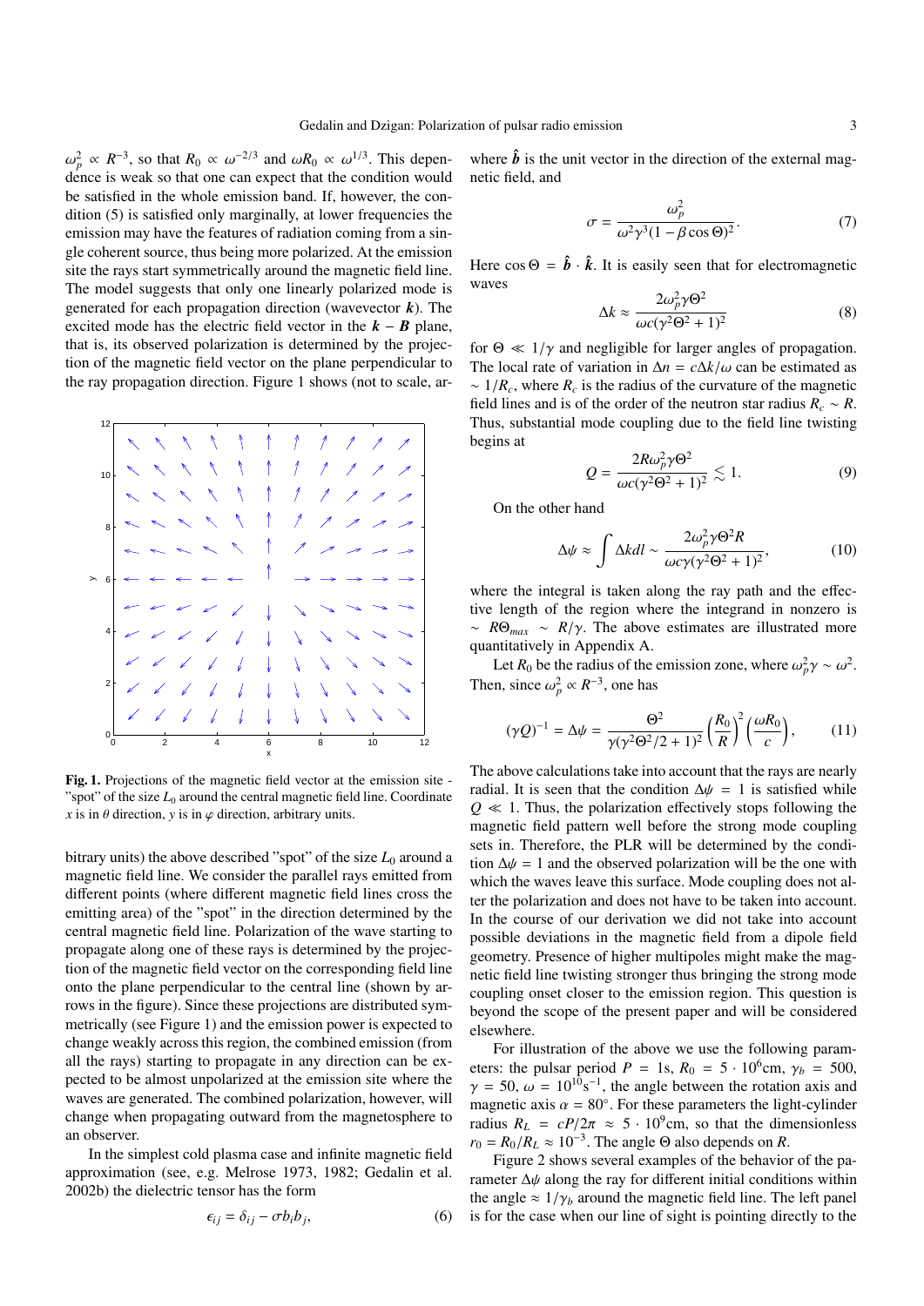$\omega_p^2 \propto R^{-3}$, so that $R_0 \propto \omega^{-2/3}$ and $\omega R_0 \propto \omega^{1/3}$. This dependence is weak so that one can expect that the condition would be satisfied in the whole emission band. If, however, the condition (5) is satisfied only marginally, at lower frequencies the emission may have the features of radiation coming from a single coherent source, thus being more polarized. At the emission site the rays start symmetrically around the magnetic field line. The model suggests that only one linearly polarized mode is generated for each propagation direction (wavevector $\boldsymbol{k}$). The excited mode has the electric field vector in the $\boldsymbol{k} - \boldsymbol{B}$ plane, that is, its observed polarization is determined by the projection of the magnetic field vector on the plane perpendicular to the ray propagation direction. Figure 1 shows (not to scale, arbitrary units) the above described "spot" of the size $L_0$ around a magnetic field line. We consider the parallel rays emitted from different points (where different magnetic field lines cross the emitting area) of the "spot" in the direction determined by the central magnetic field line. Polarization of the wave starting to propagate along one of these rays is determined by the projection of the magnetic field vector on the corresponding field line onto the plane perpendicular to the central line (shown by arrows in the figure). Since these projections are distributed symmetrically (see Figure 1) and the emission power is expected to change weakly across this region, the combined emission (from all the rays) starting to propagate in any direction can be expected to be almost unpolarized at the emission site where the waves are generated. The combined polarization, however, will change when propagating outward from the magnetosphere to an observer.

12
10
8
6
4
2
0
0 2 4 6 8 10 12
x
y

**Fig. 1.** Projections of the magnetic field vector at the emission site - "spot" of the size $L_0$ around the central magnetic field line. Coordinate $x$ is in $\theta$ direction, $y$ is in $\varphi$ direction, arbitrary units.

In the simplest cold plasma case and infinite magnetic field approximation (see, e.g. Melrose 1973, 1982; Gedalin et al. 2002b) the dielectric tensor has the form

$$\epsilon_{ij} = \delta_{ij} - \sigma b_i b_j, \tag{6}$$

where $\hat{\boldsymbol{b}}$ is the unit vector in the direction of the external magnetic field, and

$$\sigma = \frac{\omega_p^2}{\omega^2 \gamma^3 (1 - \beta \cos\Theta)^2}. \tag{7}$$

Here $\cos\Theta = \hat{\boldsymbol{b}} \cdot \hat{\boldsymbol{k}}$. It is easily seen that for electromagnetic waves

$$\Delta k \approx \frac{2\omega_p^2 \gamma \Theta^2}{\omega c (\gamma^2 \Theta^2 + 1)^2} \tag{8}$$

for $\Theta \ll 1/\gamma$ and negligible for larger angles of propagation. The local rate of variation in $\Delta n = c\Delta k/\omega$ can be estimated as $\sim 1/R_c$, where $R_c$ is the radius of the curvature of the magnetic field lines and is of the order of the neutron star radius $R_c \sim R$. Thus, substantial mode coupling due to the field line twisting begins at

$$Q = \frac{2R\omega_p^2 \gamma \Theta^2}{\omega c (\gamma^2 \Theta^2 + 1)^2} \lesssim 1. \tag{9}$$

On the other hand

$$\Delta\psi \approx \int \Delta k dl \sim \frac{2\omega_p^2 \gamma \Theta^2 R}{\omega c \gamma (\gamma^2 \Theta^2 + 1)^2}, \tag{10}$$

where the integral is taken along the ray path and the effective length of the region where the integrand in nonzero is $\sim R\Theta_{max} \sim R/\gamma$. The above estimates are illustrated more quantitatively in Appendix A.

Let $R_0$ be the radius of the emission zone, where $\omega_p^2 \gamma \sim \omega^2$. Then, since $\omega_p^2 \propto R^{-3}$, one has

$$(\gamma Q)^{-1} = \Delta\psi = \frac{\Theta^2}{\gamma(\gamma^2\Theta^2/2 + 1)^2} \left(\frac{R_0}{R}\right)^2 \left(\frac{\omega R_0}{c}\right), \tag{11}$$

The above calculations take into account that the rays are nearly radial. It is seen that the condition $\Delta\psi = 1$ is satisfied while $Q \ll 1$. Thus, the polarization effectively stops following the magnetic field pattern well before the strong mode coupling sets in. Therefore, the PLR will be determined by the condition $\Delta\psi = 1$ and the observed polarization will be the one with which the waves leave this surface. Mode coupling does not alter the polarization and does not have to be taken into account. In the course of our derivation we did not take into account possible deviations in the magnetic field from a dipole field geometry. Presence of higher multipoles might make the magnetic field line twisting stronger thus bringing the strong mode coupling onset closer to the emission region. This question is beyond the scope of the present paper and will be considered elsewhere.

For illustration of the above we use the following parameters: the pulsar period $P = 1$s, $R_0 = 5 \cdot 10^6$cm, $\gamma_b = 500$, $\gamma = 50$, $\omega = 10^{10}\text{s}^{-1}$, the angle between the rotation axis and magnetic axis $\alpha = 80^\circ$. For these parameters the light-cylinder radius $R_L = cP/2\pi \approx 5 \cdot 10^9$cm, so that the dimensionless $r_0 = R_0/R_L \approx 10^{-3}$. The angle $\Theta$ also depends on $R$.

Figure 2 shows several examples of the behavior of the parameter $\Delta\psi$ along the ray for different initial conditions within the angle $\approx 1/\gamma_b$ around the magnetic field line. The left panel is for the case when our line of sight is pointing directly to the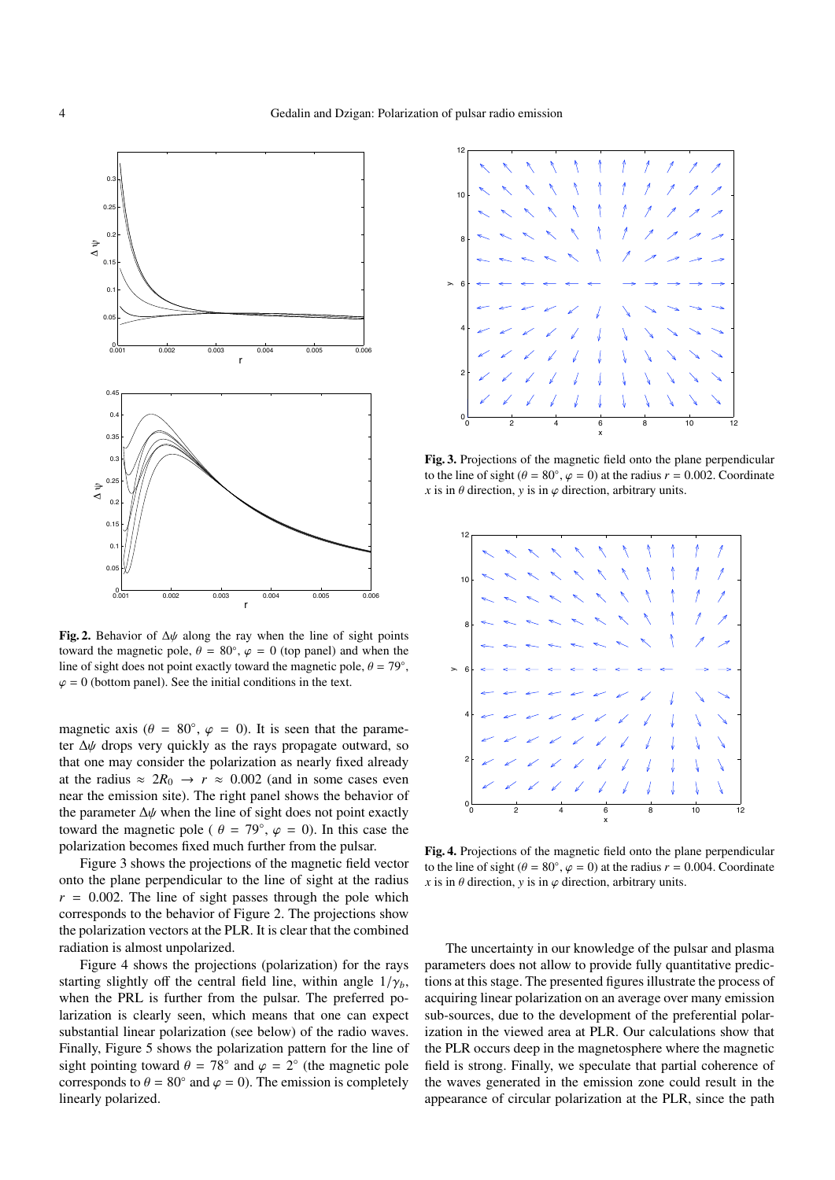Δ ψ

0.3

0.25

0.2

0.15

0.1

0.05

0

0.001 0.002 0.003 0.004 0.005 0.006

r

Δ ψ

0.45

0.4

0.35

0.3

0.25

0.2

0.15

0.1

0.05

0

0.001 0.002 0.003 0.004 0.005 0.006

r

**Fig. 2.** Behavior of $\Delta\psi$ along the ray when the line of sight points toward the magnetic pole, $\theta = 80^\circ$, $\varphi = 0$ (top panel) and when the line of sight does not point exactly toward the magnetic pole, $\theta = 79^\circ$, $\varphi = 0$ (bottom panel). See the initial conditions in the text.

magnetic axis ($\theta = 80^\circ$, $\varphi = 0$). It is seen that the parameter $\Delta\psi$ drops very quickly as the rays propagate outward, so that one may consider the polarization as nearly fixed already at the radius $\approx 2R_0 \rightarrow r \approx 0.002$ (and in some cases even near the emission site). The right panel shows the behavior of the parameter $\Delta\psi$ when the line of sight does not point exactly toward the magnetic pole ( $\theta = 79^\circ$, $\varphi = 0$). In this case the polarization becomes fixed much further from the pulsar.

Figure 3 shows the projections of the magnetic field vector onto the plane perpendicular to the line of sight at the radius $r = 0.002$. The line of sight passes through the pole which corresponds to the behavior of Figure 2. The projections show the polarization vectors at the PLR. It is clear that the combined radiation is almost unpolarized.

Figure 4 shows the projections (polarization) for the rays starting slightly off the central field line, within angle $1/\gamma_b$, when the PRL is further from the pulsar. The preferred polarization is clearly seen, which means that one can expect substantial linear polarization (see below) of the radio waves. Finally, Figure 5 shows the polarization pattern for the line of sight pointing toward $\theta = 78^\circ$ and $\varphi = 2^\circ$ (the magnetic pole corresponds to $\theta = 80^\circ$ and $\varphi = 0$). The emission is completely linearly polarized.

y

12

10

8

6

4

2

0

0 2 4 6 8 10 12

x

**Fig. 3.** Projections of the magnetic field onto the plane perpendicular to the line of sight ($\theta = 80^\circ$, $\varphi = 0$) at the radius $r = 0.002$. Coordinate $x$ is in $\theta$ direction, $y$ is in $\varphi$ direction, arbitrary units.

y

12

10

8

6

4

2

0

0 2 4 6 8 10 12

x

**Fig. 4.** Projections of the magnetic field onto the plane perpendicular to the line of sight ($\theta = 80^\circ$, $\varphi = 0$) at the radius $r = 0.004$. Coordinate $x$ is in $\theta$ direction, $y$ is in $\varphi$ direction, arbitrary units.

The uncertainty in our knowledge of the pulsar and plasma parameters does not allow to provide fully quantitative predictions at this stage. The presented figures illustrate the process of acquiring linear polarization on an average over many emission sub-sources, due to the development of the preferential polarization in the viewed area at PLR. Our calculations show that the PLR occurs deep in the magnetosphere where the magnetic field is strong. Finally, we speculate that partial coherence of the waves generated in the emission zone could result in the appearance of circular polarization at the PLR, since the path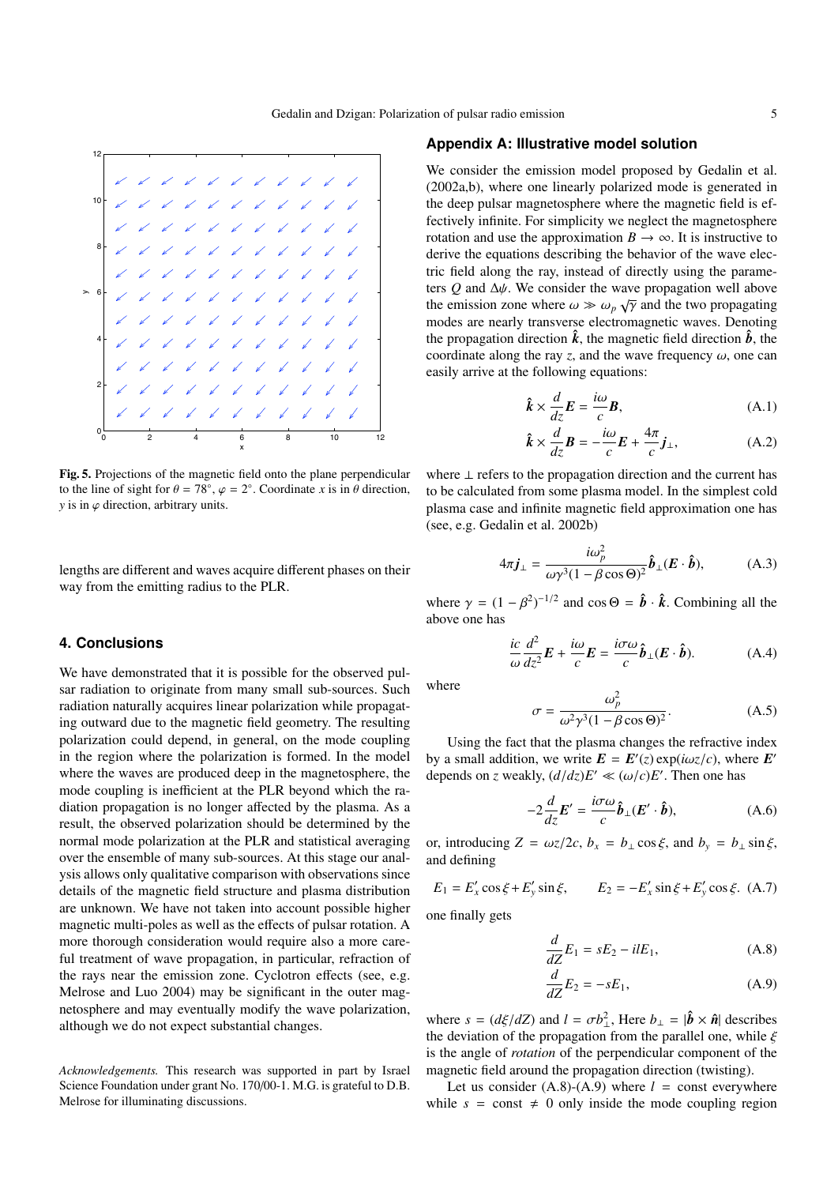12

10

8

y 6

4

2

0

0 2 4 6 8 10 12

x

**Fig. 5.** Projections of the magnetic field onto the plane perpendicular to the line of sight for $\theta = 78^\circ$, $\varphi = 2^\circ$. Coordinate $x$ is in $\theta$ direction, $y$ is in $\varphi$ direction, arbitrary units.

lengths are different and waves acquire different phases on their way from the emitting radius to the PLR.

## 4. Conclusions

We have demonstrated that it is possible for the observed pulsar radiation to originate from many small sub-sources. Such radiation naturally acquires linear polarization while propagating outward due to the magnetic field geometry. The resulting polarization could depend, in general, on the mode coupling in the region where the polarization is formed. In the model where the waves are produced deep in the magnetosphere, the mode coupling is inefficient at the PLR beyond which the radiation propagation is no longer affected by the plasma. As a result, the observed polarization should be determined by the normal mode polarization at the PLR and statistical averaging over the ensemble of many sub-sources. At this stage our analysis allows only qualitative comparison with observations since details of the magnetic field structure and plasma distribution are unknown. We have not taken into account possible higher magnetic multi-poles as well as the effects of pulsar rotation. A more thorough consideration would require also a more careful treatment of wave propagation, in particular, refraction of the rays near the emission zone. Cyclotron effects (see, e.g. Melrose and Luo 2004) may be significant in the outer magnetosphere and may eventually modify the wave polarization, although we do not expect substantial changes.

*Acknowledgements.* This research was supported in part by Israel Science Foundation under grant No. 170/00-1. M.G. is grateful to D.B. Melrose for illuminating discussions.

## Appendix A: Illustrative model solution

We consider the emission model proposed by Gedalin et al. (2002a,b), where one linearly polarized mode is generated in the deep pulsar magnetosphere where the magnetic field is effectively infinite. For simplicity we neglect the magnetosphere rotation and use the approximation $B \to \infty$. It is instructive to derive the equations describing the behavior of the wave electric field along the ray, instead of directly using the parameters $Q$ and $\Delta\psi$. We consider the wave propagation well above the emission zone where $\omega \gg \omega_p \sqrt{\gamma}$ and the two propagating modes are nearly transverse electromagnetic waves. Denoting the propagation direction $\hat{\boldsymbol{k}}$, the magnetic field direction $\hat{\boldsymbol{b}}$, the coordinate along the ray $z$, and the wave frequency $\omega$, one can easily arrive at the following equations:

$$\hat{\boldsymbol{k}} \times \frac{d}{dz}\boldsymbol{E} = \frac{i\omega}{c}\boldsymbol{B}, \tag{A.1}$$

$$\hat{\boldsymbol{k}} \times \frac{d}{dz}\boldsymbol{B} = -\frac{i\omega}{c}\boldsymbol{E} + \frac{4\pi}{c}\boldsymbol{j}_\perp, \tag{A.2}$$

where $\perp$ refers to the propagation direction and the current has to be calculated from some plasma model. In the simplest cold plasma case and infinite magnetic field approximation one has (see, e.g. Gedalin et al. 2002b)

$$4\pi \boldsymbol{j}_\perp = \frac{i\omega_p^2}{\omega\gamma^3(1-\beta\cos\Theta)^2}\hat{\boldsymbol{b}}_\perp(\boldsymbol{E}\cdot\hat{\boldsymbol{b}}), \tag{A.3}$$

where $\gamma = (1-\beta^2)^{-1/2}$ and $\cos\Theta = \hat{\boldsymbol{b}}\cdot\hat{\boldsymbol{k}}$. Combining all the above one has

$$\frac{ic}{\omega}\frac{d^2}{dz^2}\boldsymbol{E} + \frac{i\omega}{c}\boldsymbol{E} = \frac{i\sigma\omega}{c}\hat{\boldsymbol{b}}_\perp(\boldsymbol{E}\cdot\hat{\boldsymbol{b}}). \tag{A.4}$$

where

$$\sigma = \frac{\omega_p^2}{\omega^2\gamma^3(1-\beta\cos\Theta)^2}. \tag{A.5}$$

Using the fact that the plasma changes the refractive index by a small addition, we write $\boldsymbol{E} = \boldsymbol{E}'(z)\exp(i\omega z/c)$, where $\boldsymbol{E}'$ depends on $z$ weakly, $(d/dz)E' \ll (\omega/c)E'$. Then one has

$$-2\frac{d}{dz}\boldsymbol{E}' = \frac{i\sigma\omega}{c}\hat{\boldsymbol{b}}_\perp(\boldsymbol{E}'\cdot\hat{\boldsymbol{b}}), \tag{A.6}$$

or, introducing $Z = \omega z/2c$, $b_x = b_\perp\cos\xi$, and $b_y = b_\perp\sin\xi$, and defining

$$E_1 = E'_x\cos\xi + E'_y\sin\xi, \qquad E_2 = -E'_x\sin\xi + E'_y\cos\xi. \tag{A.7}$$

one finally gets

$$\frac{d}{dZ}E_1 = sE_2 - ilE_1, \tag{A.8}$$

$$\frac{d}{dZ}E_2 = -sE_1, \tag{A.9}$$

where $s = (d\xi/dZ)$ and $l = \sigma b_\perp^2$, Here $b_\perp = |\hat{\boldsymbol{b}}\times\hat{\boldsymbol{n}}|$ describes the deviation of the propagation from the parallel one, while $\xi$ is the angle of *rotation* of the perpendicular component of the magnetic field around the propagation direction (twisting).

Let us consider (A.8)-(A.9) where $l = \text{const}$ everywhere while $s = \text{const} \neq 0$ only inside the mode coupling region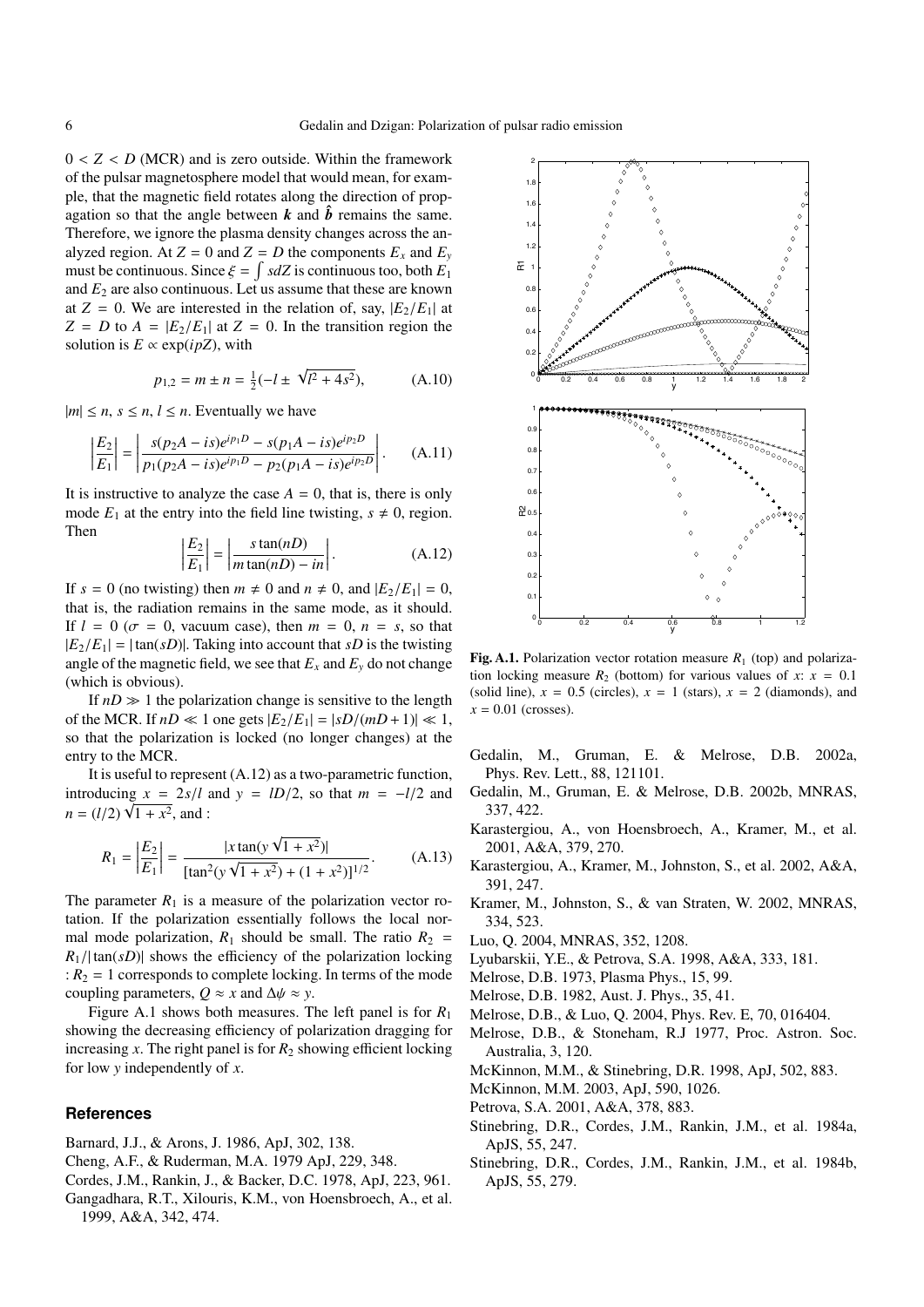$0 < Z < D$ (MCR) and is zero outside. Within the framework of the pulsar magnetosphere model that would mean, for example, that the magnetic field rotates along the direction of propagation so that the angle between $\boldsymbol{k}$ and $\hat{\boldsymbol{b}}$ remains the same. Therefore, we ignore the plasma density changes across the analyzed region. At $Z = 0$ and $Z = D$ the components $E_x$ and $E_y$ must be continuous. Since $\xi = \int s dZ$ is continuous too, both $E_1$ and $E_2$ are also continuous. Let us assume that these are known at $Z = 0$. We are interested in the relation of, say, $|E_2/E_1|$ at $Z = D$ to $A = |E_2/E_1|$ at $Z = 0$. In the transition region the solution is $E \propto \exp(ipZ)$, with

$$p_{1,2} = m \pm n = \frac{1}{2}(-l \pm \sqrt{l^2 + 4s^2}), \qquad \text{(A.10)}$$

$|m| \leq n$, $s \leq n$, $l \leq n$. Eventually we have

$$\left|\frac{E_2}{E_1}\right| = \left|\frac{s(p_2 A - is)e^{ip_1 D} - s(p_1 A - is)e^{ip_2 D}}{p_1(p_2 A - is)e^{ip_1 D} - p_2(p_1 A - is)e^{ip_2 D}}\right|. \qquad \text{(A.11)}$$

It is instructive to analyze the case $A = 0$, that is, there is only mode $E_1$ at the entry into the field line twisting, $s \neq 0$, region. Then

$$\left|\frac{E_2}{E_1}\right| = \left|\frac{s \tan(nD)}{m \tan(nD) - in}\right|. \qquad \text{(A.12)}$$

If $s = 0$ (no twisting) then $m \neq 0$ and $n \neq 0$, and $|E_2/E_1| = 0$, that is, the radiation remains in the same mode, as it should. If $l = 0$ ($\sigma = 0$, vacuum case), then $m = 0$, $n = s$, so that $|E_2/E_1| = |\tan(sD)|$. Taking into account that $sD$ is the twisting angle of the magnetic field, we see that $E_x$ and $E_y$ do not change (which is obvious).

If $nD \gg 1$ the polarization change is sensitive to the length of the MCR. If $nD \ll 1$ one gets $|E_2/E_1| = |sD/(mD+1)| \ll 1$, so that the polarization is locked (no longer changes) at the entry to the MCR.

It is useful to represent (A.12) as a two-parametric function, introducing $x = 2s/l$ and $y = lD/2$, so that $m = -l/2$ and $n = (l/2)\sqrt{1 + x^2}$, and :

$$R_1 = \left|\frac{E_2}{E_1}\right| = \frac{|x \tan(y\sqrt{1 + x^2})|}{[\tan^2(y\sqrt{1 + x^2}) + (1 + x^2)]^{1/2}}. \qquad \text{(A.13)}$$

The parameter $R_1$ is a measure of the polarization vector rotation. If the polarization essentially follows the local normal mode polarization, $R_1$ should be small. The ratio $R_2 = R_1/|\tan(sD)|$ shows the efficiency of the polarization locking : $R_2 = 1$ corresponds to complete locking. In terms of the mode coupling parameters, $Q \approx x$ and $\Delta\psi \approx y$.

Figure A.1 shows both measures. The left panel is for $R_1$ showing the decreasing efficiency of polarization dragging for increasing $x$. The right panel is for $R_2$ showing efficient locking for low $y$ independently of $x$.

R1

y

R2

y

**Fig. A.1.** Polarization vector rotation measure $R_1$ (top) and polarization locking measure $R_2$ (bottom) for various values of $x$: $x = 0.1$ (solid line), $x = 0.5$ (circles), $x = 1$ (stars), $x = 2$ (diamonds), and $x = 0.01$ (crosses).

## References

Barnard, J.J., & Arons, J. 1986, ApJ, 302, 138.

Cheng, A.F., & Ruderman, M.A. 1979 ApJ, 229, 348.

Cordes, J.M., Rankin, J., & Backer, D.C. 1978, ApJ, 223, 961.

Gangadhara, R.T., Xilouris, K.M., von Hoensbroech, A., et al. 1999, A&A, 342, 474.

Gedalin, M., Gruman, E. & Melrose, D.B. 2002a, Phys. Rev. Lett., 88, 121101.

Gedalin, M., Gruman, E. & Melrose, D.B. 2002b, MNRAS, 337, 422.

Karastergiou, A., von Hoensbroech, A., Kramer, M., et al. 2001, A&A, 379, 270.

Karastergiou, A., Kramer, M., Johnston, S., et al. 2002, A&A, 391, 247.

Kramer, M., Johnston, S., & van Straten, W. 2002, MNRAS, 334, 523.

Luo, Q. 2004, MNRAS, 352, 1208.

Lyubarskii, Y.E., & Petrova, S.A. 1998, A&A, 333, 181.

Melrose, D.B. 1973, Plasma Phys., 15, 99.

Melrose, D.B. 1982, Aust. J. Phys., 35, 41.

Melrose, D.B., & Luo, Q. 2004, Phys. Rev. E, 70, 016404.

Melrose, D.B., & Stoneham, R.J 1977, Proc. Astron. Soc. Australia, 3, 120.

McKinnon, M.M., & Stinebring, D.R. 1998, ApJ, 502, 883.

McKinnon, M.M. 2003, ApJ, 590, 1026.

Petrova, S.A. 2001, A&A, 378, 883.

Stinebring, D.R., Cordes, J.M., Rankin, J.M., et al. 1984a, ApJS, 55, 247.

Stinebring, D.R., Cordes, J.M., Rankin, J.M., et al. 1984b, ApJS, 55, 279.